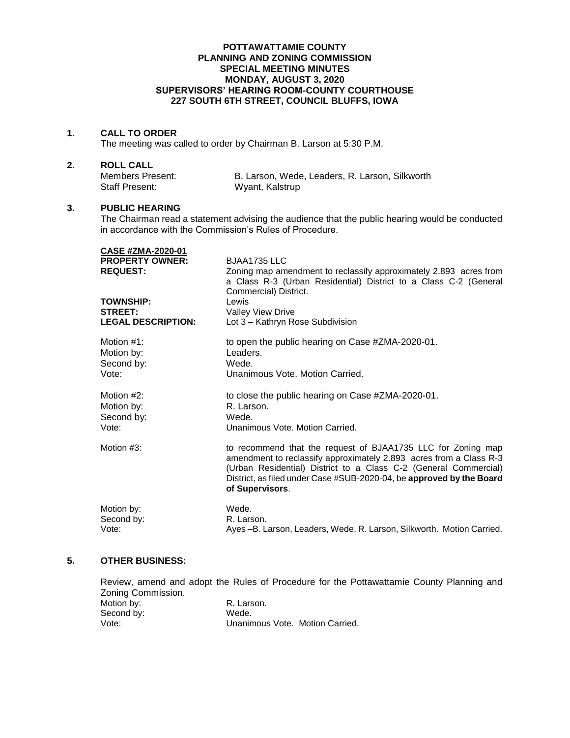**POTTAWATTAMIE COUNTY**
**PLANNING AND ZONING COMMISSION**
**SPECIAL MEETING MINUTES**
**MONDAY, AUGUST 3, 2020**
**SUPERVISORS' HEARING ROOM-COUNTY COURTHOUSE**
**227 SOUTH 6TH STREET, COUNCIL BLUFFS, IOWA**

## 1. CALL TO ORDER

The meeting was called to order by Chairman B. Larson at 5:30 P.M.

## 2. ROLL CALL

Members Present: B. Larson, Wede, Leaders, R. Larson, Silkworth
Staff Present: Wyant, Kalstrup

## 3. PUBLIC HEARING

The Chairman read a statement advising the audience that the public hearing would be conducted in accordance with the Commission's Rules of Procedure.

**CASE #ZMA-2020-01**

**PROPERTY OWNER:** BJAA1735 LLC
**REQUEST:** Zoning map amendment to reclassify approximately 2.893 acres from a Class R-3 (Urban Residential) District to a Class C-2 (General Commercial) District.
**TOWNSHIP:** Lewis
**STREET:** Valley View Drive
**LEGAL DESCRIPTION:** Lot 3 – Kathryn Rose Subdivision

Motion #1: to open the public hearing on Case #ZMA-2020-01.
Motion by: Leaders.
Second by: Wede.
Vote: Unanimous Vote. Motion Carried.

Motion #2: to close the public hearing on Case #ZMA-2020-01.
Motion by: R. Larson.
Second by: Wede.
Vote: Unanimous Vote. Motion Carried.

Motion #3: to recommend that the request of BJAA1735 LLC for Zoning map amendment to reclassify approximately 2.893 acres from a Class R-3 (Urban Residential) District to a Class C-2 (General Commercial) District, as filed under Case #SUB-2020-04, be **approved by the Board of Supervisors**.

Motion by: Wede.
Second by: R. Larson.
Vote: Ayes –B. Larson, Leaders, Wede, R. Larson, Silkworth. Motion Carried.

## 5. OTHER BUSINESS:

Review, amend and adopt the Rules of Procedure for the Pottawattamie County Planning and Zoning Commission.
Motion by: R. Larson.
Second by: Wede.
Vote: Unanimous Vote. Motion Carried.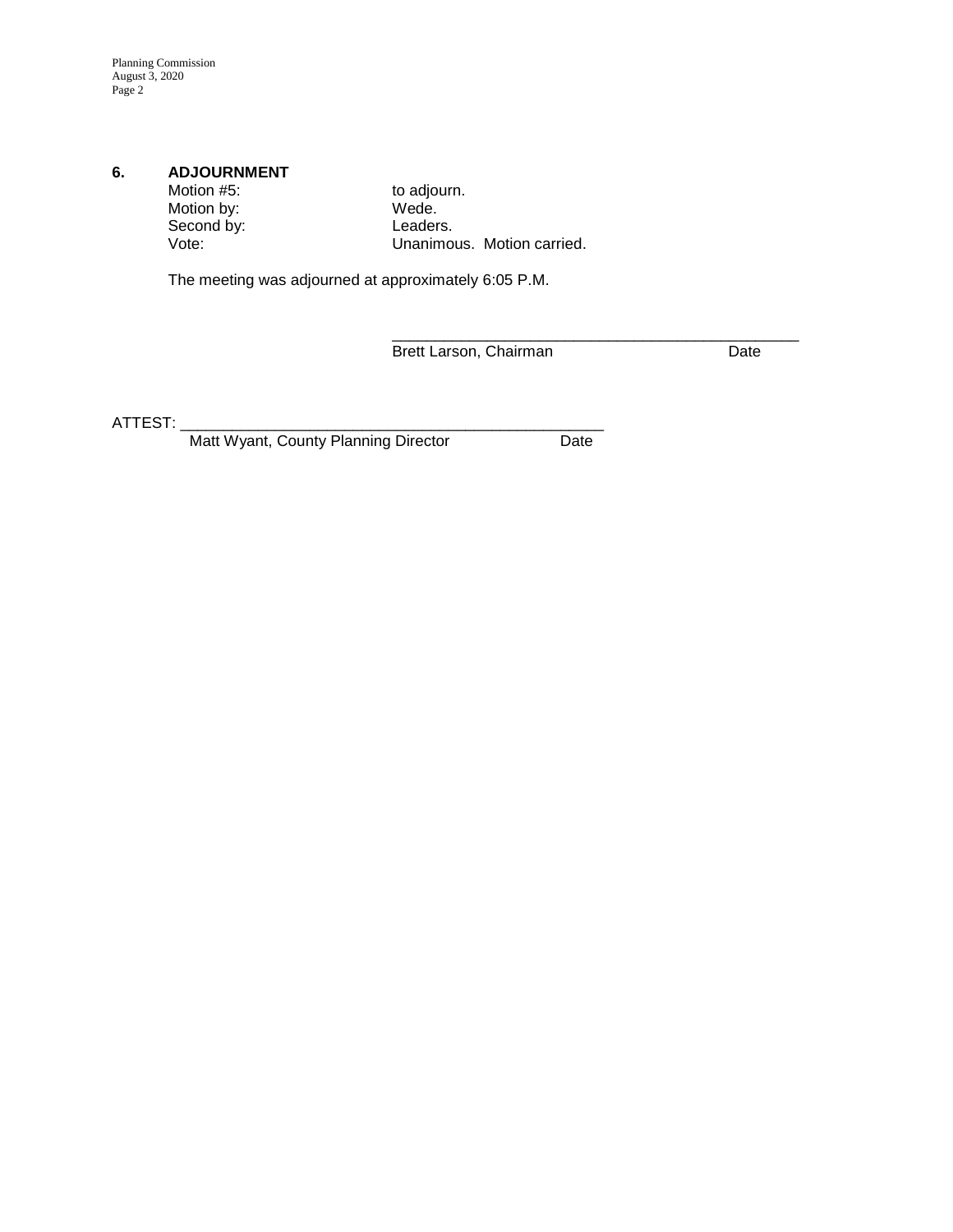## 6. ADJOURNMENT

| | |
|---|---|
| Motion #5: | to adjourn. |
| Motion by: | Wede. |
| Second by: | Leaders. |
| Vote: | Unanimous. Motion carried. |

The meeting was adjourned at approximately 6:05 P.M.

\_\_\_\_\_\_\_\_\_\_\_\_\_\_\_\_\_\_\_\_\_\_\_\_\_\_\_\_\_\_\_\_\_\_\_\_\_\_\_\_\_\_\_\_\_\_\_\_

Brett Larson, Chairman Date

ATTEST: \_\_\_\_\_\_\_\_\_\_\_\_\_\_\_\_\_\_\_\_\_\_\_\_\_\_\_\_\_\_\_\_\_\_\_\_\_\_\_\_\_\_\_\_\_\_\_\_

Matt Wyant, County Planning Director Date